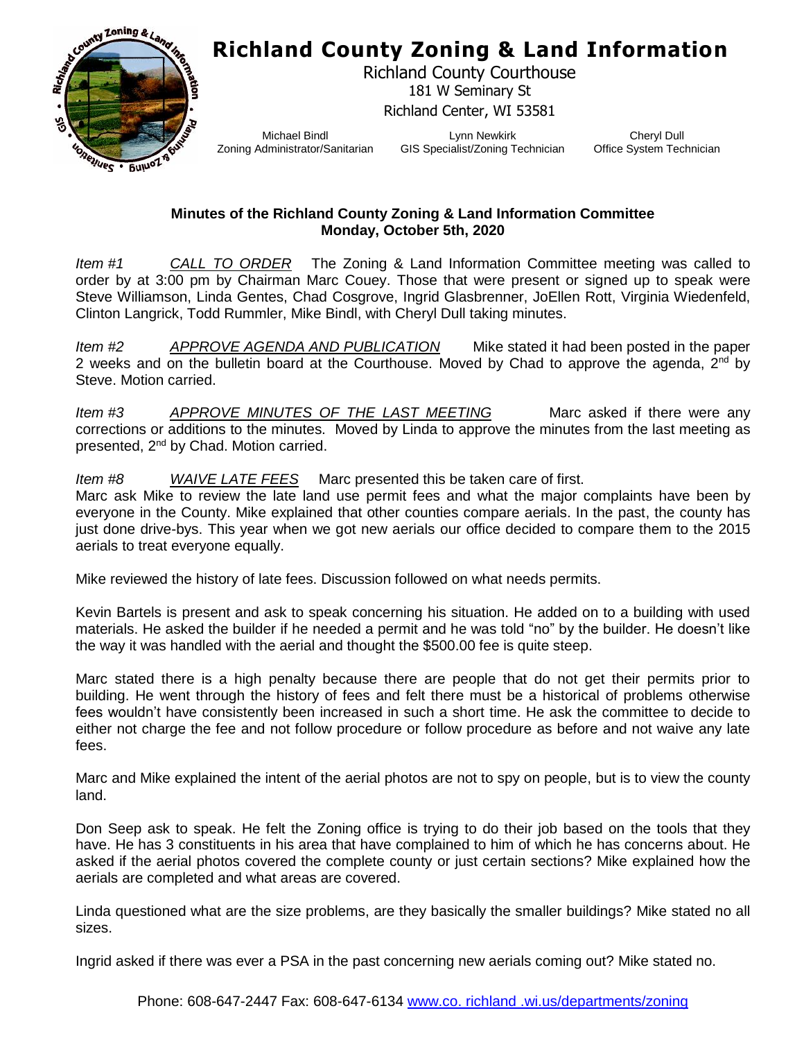# Richland County Zoning & Land Information

Richland County Courthouse
181 W Seminary St
Richland Center, WI 53581

Michael Bindl
Zoning Administrator/Sanitarian

Lynn Newkirk
GIS Specialist/Zoning Technician

Cheryl Dull
Office System Technician

**Minutes of the Richland County Zoning & Land Information Committee**
**Monday, October 5th, 2020**

*Item #1* CALL TO ORDER The Zoning & Land Information Committee meeting was called to order by at 3:00 pm by Chairman Marc Couey. Those that were present or signed up to speak were Steve Williamson, Linda Gentes, Chad Cosgrove, Ingrid Glasbrenner, JoEllen Rott, Virginia Wiedenfeld, Clinton Langrick, Todd Rummler, Mike Bindl, with Cheryl Dull taking minutes.

*Item #2* APPROVE AGENDA AND PUBLICATION Mike stated it had been posted in the paper 2 weeks and on the bulletin board at the Courthouse. Moved by Chad to approve the agenda, 2nd by Steve. Motion carried.

*Item #3* APPROVE MINUTES OF THE LAST MEETING Marc asked if there were any corrections or additions to the minutes. Moved by Linda to approve the minutes from the last meeting as presented, 2nd by Chad. Motion carried.

*Item #8* WAIVE LATE FEES Marc presented this be taken care of first.
Marc ask Mike to review the late land use permit fees and what the major complaints have been by everyone in the County. Mike explained that other counties compare aerials. In the past, the county has just done drive-bys. This year when we got new aerials our office decided to compare them to the 2015 aerials to treat everyone equally.

Mike reviewed the history of late fees. Discussion followed on what needs permits.

Kevin Bartels is present and ask to speak concerning his situation. He added on to a building with used materials. He asked the builder if he needed a permit and he was told "no" by the builder. He doesn't like the way it was handled with the aerial and thought the $500.00 fee is quite steep.

Marc stated there is a high penalty because there are people that do not get their permits prior to building. He went through the history of fees and felt there must be a historical of problems otherwise fees wouldn't have consistently been increased in such a short time. He ask the committee to decide to either not charge the fee and not follow procedure or follow procedure as before and not waive any late fees.

Marc and Mike explained the intent of the aerial photos are not to spy on people, but is to view the county land.

Don Seep ask to speak. He felt the Zoning office is trying to do their job based on the tools that they have. He has 3 constituents in his area that have complained to him of which he has concerns about. He asked if the aerial photos covered the complete county or just certain sections? Mike explained how the aerials are completed and what areas are covered.

Linda questioned what are the size problems, are they basically the smaller buildings? Mike stated no all sizes.

Ingrid asked if there was ever a PSA in the past concerning new aerials coming out? Mike stated no.

Phone: 608-647-2447 Fax: 608-647-6134 www.co. richland .wi.us/departments/zoning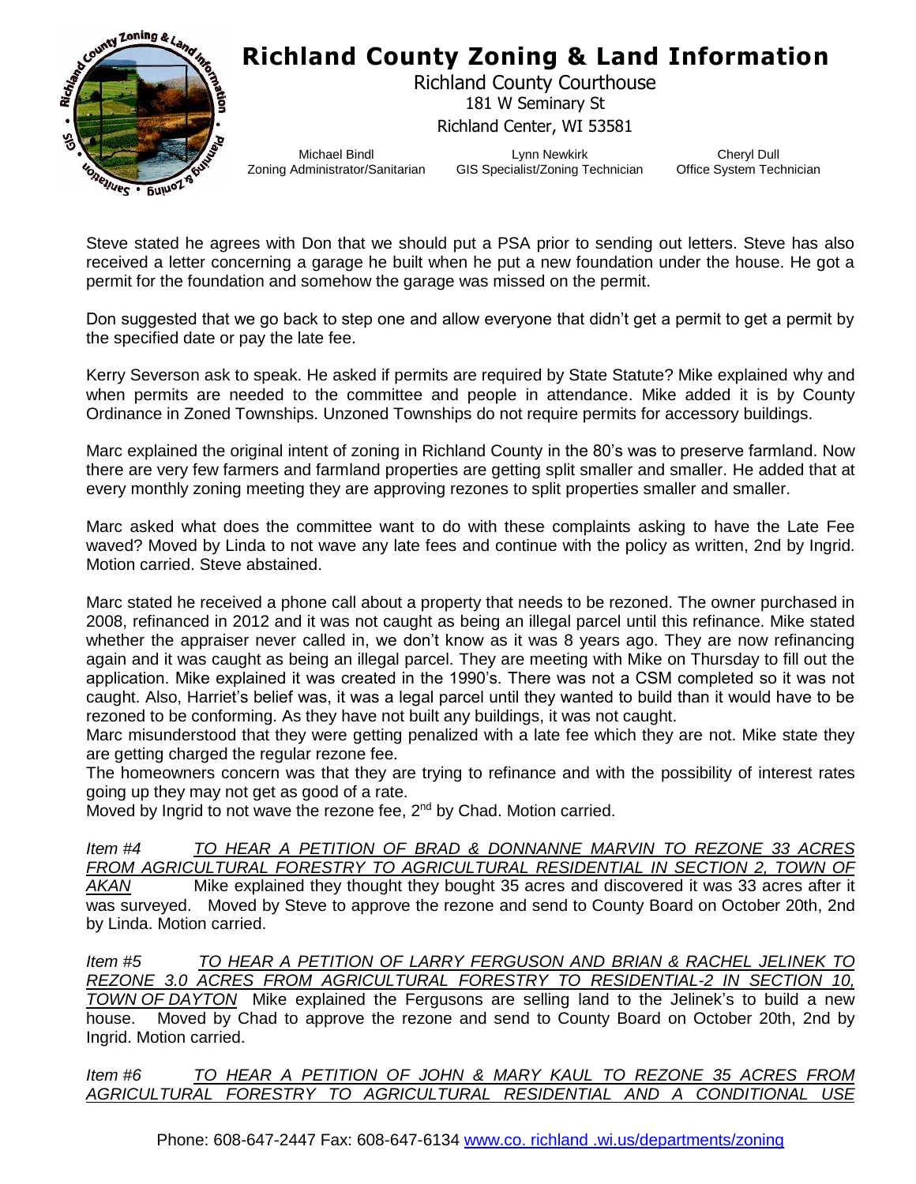Steve stated he agrees with Don that we should put a PSA prior to sending out letters. Steve has also received a letter concerning a garage he built when he put a new foundation under the house. He got a permit for the foundation and somehow the garage was missed on the permit.

Don suggested that we go back to step one and allow everyone that didn't get a permit to get a permit by the specified date or pay the late fee.

Kerry Severson ask to speak. He asked if permits are required by State Statute? Mike explained why and when permits are needed to the committee and people in attendance. Mike added it is by County Ordinance in Zoned Townships. Unzoned Townships do not require permits for accessory buildings.

Marc explained the original intent of zoning in Richland County in the 80's was to preserve farmland. Now there are very few farmers and farmland properties are getting split smaller and smaller. He added that at every monthly zoning meeting they are approving rezones to split properties smaller and smaller.

Marc asked what does the committee want to do with these complaints asking to have the Late Fee waved? Moved by Linda to not wave any late fees and continue with the policy as written, 2nd by Ingrid. Motion carried. Steve abstained.

Marc stated he received a phone call about a property that needs to be rezoned. The owner purchased in 2008, refinanced in 2012 and it was not caught as being an illegal parcel until this refinance. Mike stated whether the appraiser never called in, we don't know as it was 8 years ago. They are now refinancing again and it was caught as being an illegal parcel. They are meeting with Mike on Thursday to fill out the application. Mike explained it was created in the 1990's. There was not a CSM completed so it was not caught. Also, Harriet's belief was, it was a legal parcel until they wanted to build than it would have to be rezoned to be conforming. As they have not built any buildings, it was not caught.
Marc misunderstood that they were getting penalized with a late fee which they are not. Mike state they are getting charged the regular rezone fee.
The homeowners concern was that they are trying to refinance and with the possibility of interest rates going up they may not get as good of a rate.
Moved by Ingrid to not wave the rezone fee, 2nd by Chad. Motion carried.

*Item #4* <u>TO HEAR A PETITION OF BRAD & DONNANNE MARVIN TO REZONE 33 ACRES FROM AGRICULTURAL FORESTRY TO AGRICULTURAL RESIDENTIAL IN SECTION 2, TOWN OF AKAN</u> Mike explained they thought they bought 35 acres and discovered it was 33 acres after it was surveyed. Moved by Steve to approve the rezone and send to County Board on October 20th, 2nd by Linda. Motion carried.

*Item #5* <u>TO HEAR A PETITION OF LARRY FERGUSON AND BRIAN & RACHEL JELINEK TO REZONE 3.0 ACRES FROM AGRICULTURAL FORESTRY TO RESIDENTIAL-2 IN SECTION 10, TOWN OF DAYTON</u> Mike explained the Fergusons are selling land to the Jelinek's to build a new house. Moved by Chad to approve the rezone and send to County Board on October 20th, 2nd by Ingrid. Motion carried.

*Item #6* <u>TO HEAR A PETITION OF JOHN & MARY KAUL TO REZONE 35 ACRES FROM AGRICULTURAL FORESTRY TO AGRICULTURAL RESIDENTIAL AND A CONDITIONAL USE</u>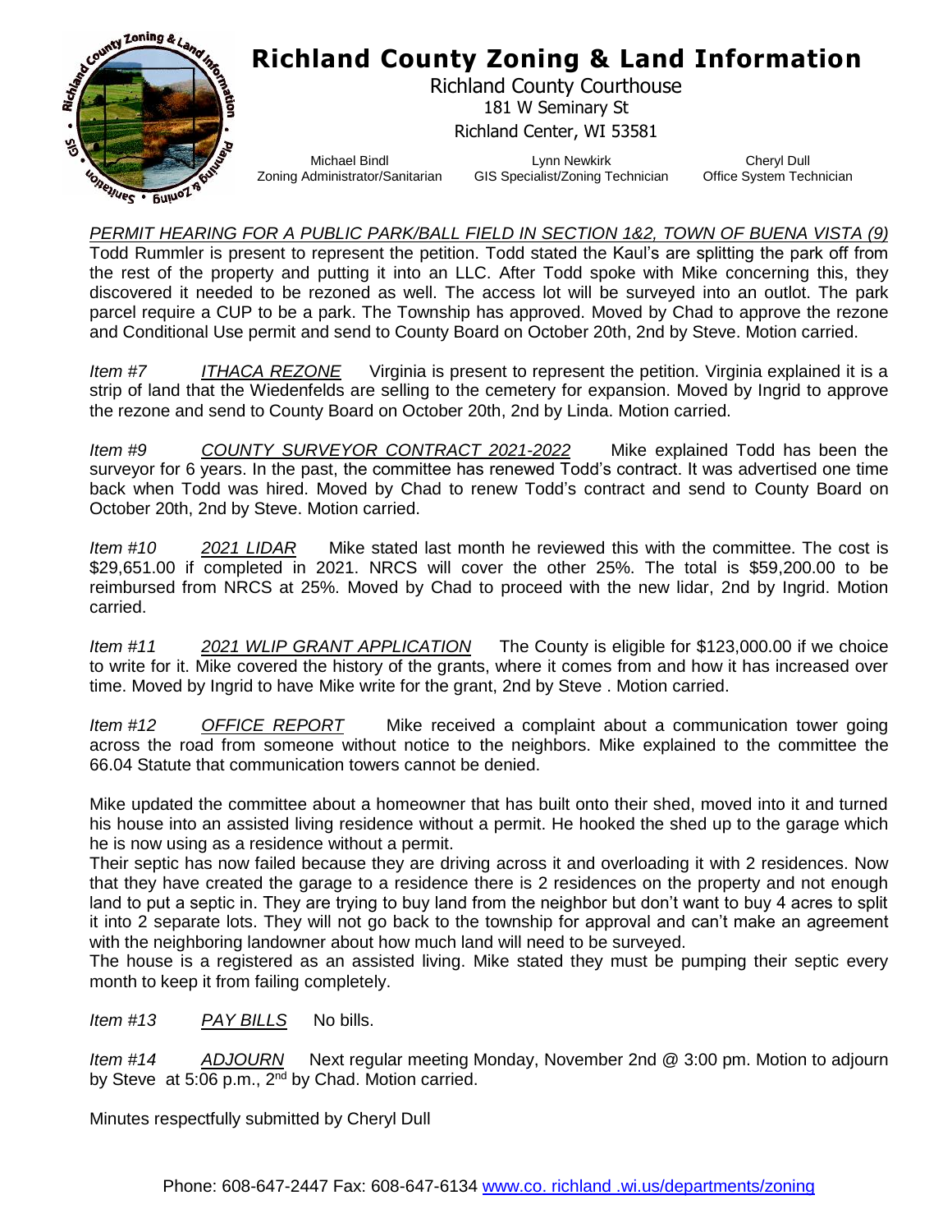# Richland County Zoning & Land Information

Richland County Courthouse
181 W Seminary St
Richland Center, WI 53581

Michael Bindl
Zoning Administrator/Sanitarian

Lynn Newkirk
GIS Specialist/Zoning Technician

Cheryl Dull
Office System Technician

*PERMIT HEARING FOR A PUBLIC PARK/BALL FIELD IN SECTION 1&2, TOWN OF BUENA VISTA (9)* Todd Rummler is present to represent the petition. Todd stated the Kaul's are splitting the park off from the rest of the property and putting it into an LLC. After Todd spoke with Mike concerning this, they discovered it needed to be rezoned as well. The access lot will be surveyed into an outlot. The park parcel require a CUP to be a park. The Township has approved. Moved by Chad to approve the rezone and Conditional Use permit and send to County Board on October 20th, 2nd by Steve. Motion carried.

*Item #7* *ITHACA REZONE* Virginia is present to represent the petition. Virginia explained it is a strip of land that the Wiedenfelds are selling to the cemetery for expansion. Moved by Ingrid to approve the rezone and send to County Board on October 20th, 2nd by Linda. Motion carried.

*Item #9* *COUNTY SURVEYOR CONTRACT 2021-2022* Mike explained Todd has been the surveyor for 6 years. In the past, the committee has renewed Todd's contract. It was advertised one time back when Todd was hired. Moved by Chad to renew Todd's contract and send to County Board on October 20th, 2nd by Steve. Motion carried.

*Item #10* *2021 LIDAR* Mike stated last month he reviewed this with the committee. The cost is $29,651.00 if completed in 2021. NRCS will cover the other 25%. The total is $59,200.00 to be reimbursed from NRCS at 25%. Moved by Chad to proceed with the new lidar, 2nd by Ingrid. Motion carried.

*Item #11* *2021 WLIP GRANT APPLICATION* The County is eligible for $123,000.00 if we choice to write for it. Mike covered the history of the grants, where it comes from and how it has increased over time. Moved by Ingrid to have Mike write for the grant, 2nd by Steve . Motion carried.

*Item #12* *OFFICE REPORT* Mike received a complaint about a communication tower going across the road from someone without notice to the neighbors. Mike explained to the committee the 66.04 Statute that communication towers cannot be denied.

Mike updated the committee about a homeowner that has built onto their shed, moved into it and turned his house into an assisted living residence without a permit. He hooked the shed up to the garage which he is now using as a residence without a permit.
Their septic has now failed because they are driving across it and overloading it with 2 residences. Now that they have created the garage to a residence there is 2 residences on the property and not enough land to put a septic in. They are trying to buy land from the neighbor but don't want to buy 4 acres to split it into 2 separate lots. They will not go back to the township for approval and can't make an agreement with the neighboring landowner about how much land will need to be surveyed.
The house is a registered as an assisted living. Mike stated they must be pumping their septic every month to keep it from failing completely.

*Item #13* *PAY BILLS* No bills.

*Item #14* *ADJOURN* Next regular meeting Monday, November 2nd @ 3:00 pm. Motion to adjourn by Steve at 5:06 p.m., 2nd by Chad. Motion carried.

Minutes respectfully submitted by Cheryl Dull

Phone: 608-647-2447 Fax: 608-647-6134 www.co. richland .wi.us/departments/zoning